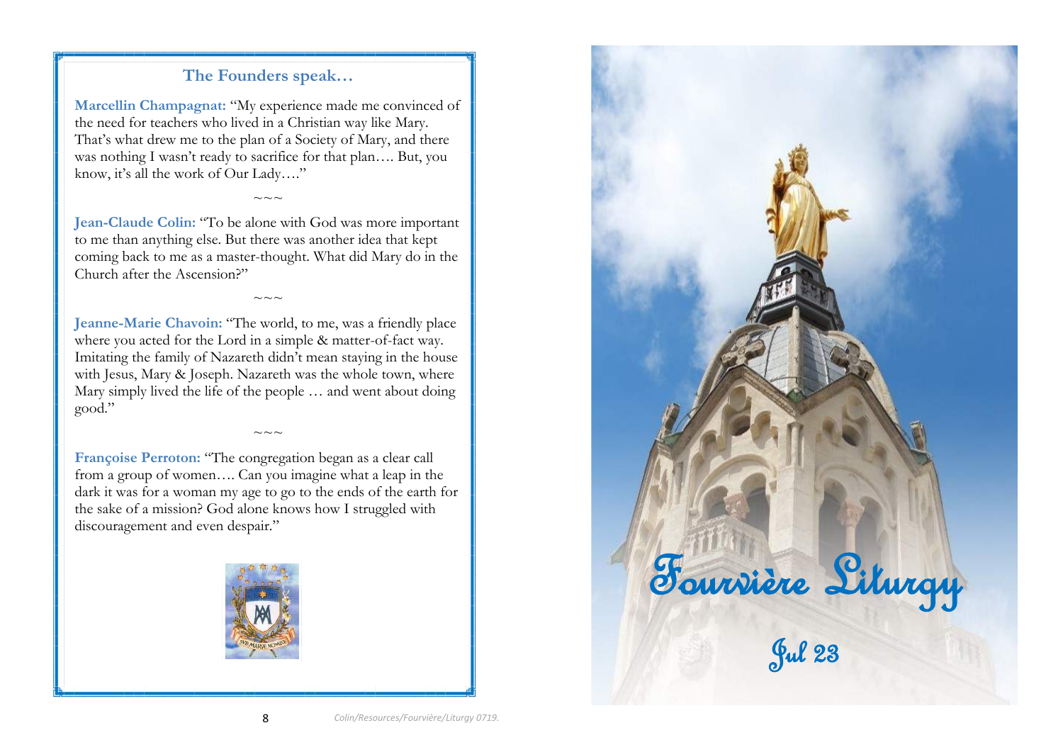## The Founders speak…

**Marcellin Champagnat:** "My experience made me convinced of the need for teachers who lived in a Christian way like Mary. That's what drew me to the plan of a Society of Mary, and there was nothing I wasn't ready to sacrifice for that plan…. But, you know, it's all the work of Our Lady…."

~~~

**Jean-Claude Colin:** "To be alone with God was more important to me than anything else. But there was another idea that kept coming back to me as a master-thought. What did Mary do in the Church after the Ascension?"

~~~

**Jeanne-Marie Chavoin:** "The world, to me, was a friendly place where you acted for the Lord in a simple & matter-of-fact way. Imitating the family of Nazareth didn't mean staying in the house with Jesus, Mary & Joseph. Nazareth was the whole town, where Mary simply lived the life of the people … and went about doing good."

~~~

**Françoise Perroton:** "The congregation began as a clear call from a group of women…. Can you imagine what a leap in the dark it was for a woman my age to go to the ends of the earth for the sake of a mission? God alone knows how I struggled with discouragement and even despair."

*Colin/Resources/Fourvière/Liturgy 0719.*

# Fourvière Liturgy

## Jul 23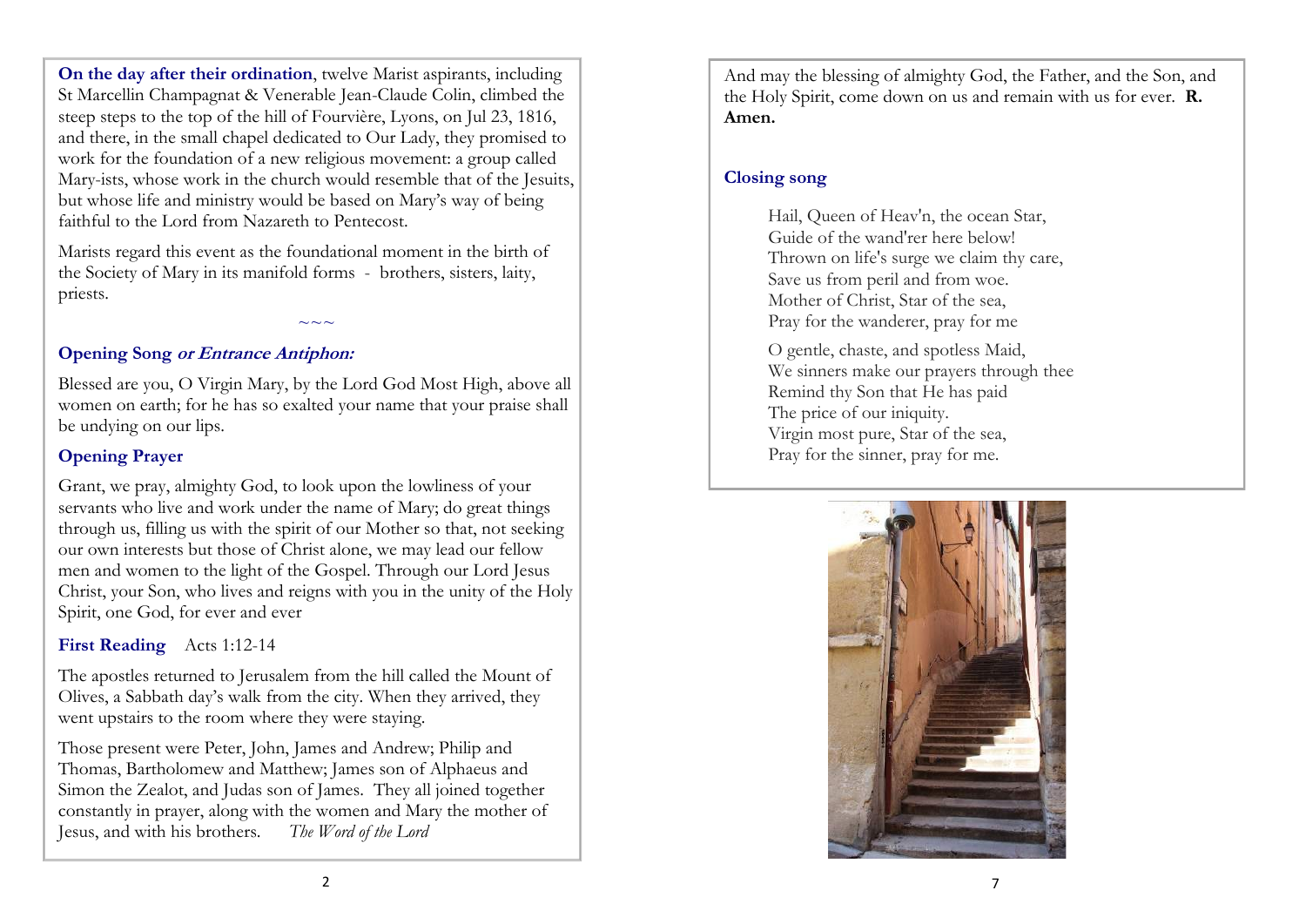**On the day after their ordination**, twelve Marist aspirants, including St Marcellin Champagnat & Venerable Jean-Claude Colin, climbed the steep steps to the top of the hill of Fourvière, Lyons, on Jul 23, 1816, and there, in the small chapel dedicated to Our Lady, they promised to work for the foundation of a new religious movement: a group called Mary-ists, whose work in the church would resemble that of the Jesuits, but whose life and ministry would be based on Mary's way of being faithful to the Lord from Nazareth to Pentecost.

Marists regard this event as the foundational moment in the birth of the Society of Mary in its manifold forms - brothers, sisters, laity, priests.

~~~

## Opening Song *or Entrance Antiphon:*

Blessed are you, O Virgin Mary, by the Lord God Most High, above all women on earth; for he has so exalted your name that your praise shall be undying on our lips.

## Opening Prayer

Grant, we pray, almighty God, to look upon the lowliness of your servants who live and work under the name of Mary; do great things through us, filling us with the spirit of our Mother so that, not seeking our own interests but those of Christ alone, we may lead our fellow men and women to the light of the Gospel. Through our Lord Jesus Christ, your Son, who lives and reigns with you in the unity of the Holy Spirit, one God, for ever and ever

## First Reading Acts 1:12-14

The apostles returned to Jerusalem from the hill called the Mount of Olives, a Sabbath day's walk from the city. When they arrived, they went upstairs to the room where they were staying.

Those present were Peter, John, James and Andrew; Philip and Thomas, Bartholomew and Matthew; James son of Alphaeus and Simon the Zealot, and Judas son of James. They all joined together constantly in prayer, along with the women and Mary the mother of Jesus, and with his brothers. *The Word of the Lord*

And may the blessing of almighty God, the Father, and the Son, and the Holy Spirit, come down on us and remain with us for ever. **R. Amen.**

## Closing song

Hail, Queen of Heav'n, the ocean Star,
Guide of the wand'rer here below!
Thrown on life's surge we claim thy care,
Save us from peril and from woe.
Mother of Christ, Star of the sea,
Pray for the wanderer, pray for me

O gentle, chaste, and spotless Maid,
We sinners make our prayers through thee
Remind thy Son that He has paid
The price of our iniquity.
Virgin most pure, Star of the sea,
Pray for the sinner, pray for me.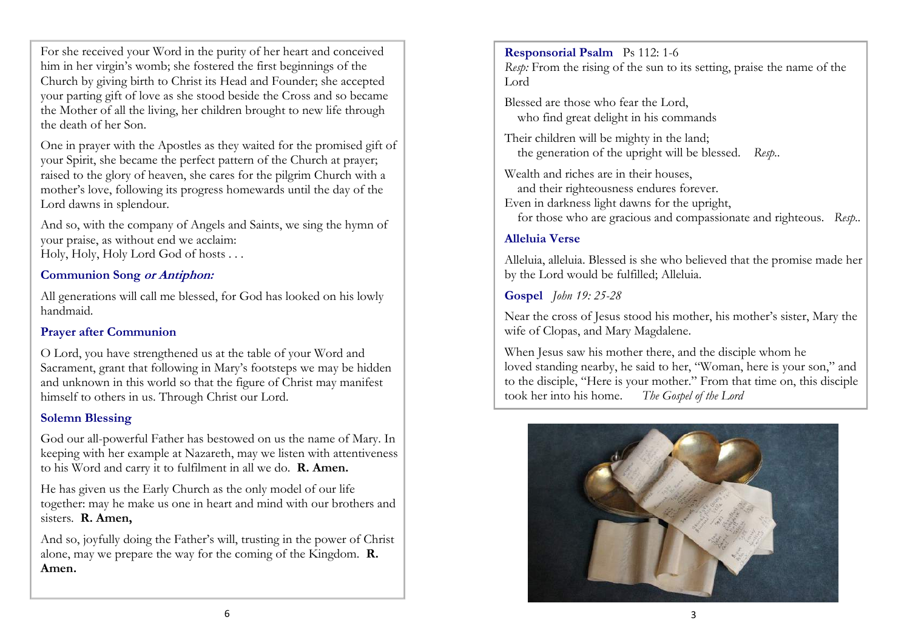For she received your Word in the purity of her heart and conceived him in her virgin's womb; she fostered the first beginnings of the Church by giving birth to Christ its Head and Founder; she accepted your parting gift of love as she stood beside the Cross and so became the Mother of all the living, her children brought to new life through the death of her Son.

One in prayer with the Apostles as they waited for the promised gift of your Spirit, she became the perfect pattern of the Church at prayer; raised to the glory of heaven, she cares for the pilgrim Church with a mother's love, following its progress homewards until the day of the Lord dawns in splendour.

And so, with the company of Angels and Saints, we sing the hymn of your praise, as without end we acclaim:
Holy, Holy, Holy Lord God of hosts . . .

### Communion Song *or Antiphon:*

All generations will call me blessed, for God has looked on his lowly handmaid.

### Prayer after Communion

O Lord, you have strengthened us at the table of your Word and Sacrament, grant that following in Mary's footsteps we may be hidden and unknown in this world so that the figure of Christ may manifest himself to others in us. Through Christ our Lord.

### Solemn Blessing

God our all-powerful Father has bestowed on us the name of Mary. In keeping with her example at Nazareth, may we listen with attentiveness to his Word and carry it to fulfilment in all we do. **R. Amen.**

He has given us the Early Church as the only model of our life together: may he make us one in heart and mind with our brothers and sisters. **R. Amen,**

And so, joyfully doing the Father's will, trusting in the power of Christ alone, may we prepare the way for the coming of the Kingdom. **R. Amen.**

### Responsorial Psalm Ps 112: 1-6

*Resp:* From the rising of the sun to its setting, praise the name of the Lord

Blessed are those who fear the Lord,
who find great delight in his commands

Their children will be mighty in the land;
the generation of the upright will be blessed. *Resp.*.

Wealth and riches are in their houses,
and their righteousness endures forever.
Even in darkness light dawns for the upright,
for those who are gracious and compassionate and righteous. *Resp.*.

### Alleluia Verse

Alleluia, alleluia. Blessed is she who believed that the promise made her by the Lord would be fulfilled; Alleluia.

### Gospel *John 19: 25-28*

Near the cross of Jesus stood his mother, his mother's sister, Mary the wife of Clopas, and Mary Magdalene.

When Jesus saw his mother there, and the disciple whom he loved standing nearby, he said to her, "Woman, here is your son," and to the disciple, "Here is your mother." From that time on, this disciple took her into his home. *The Gospel of the Lord*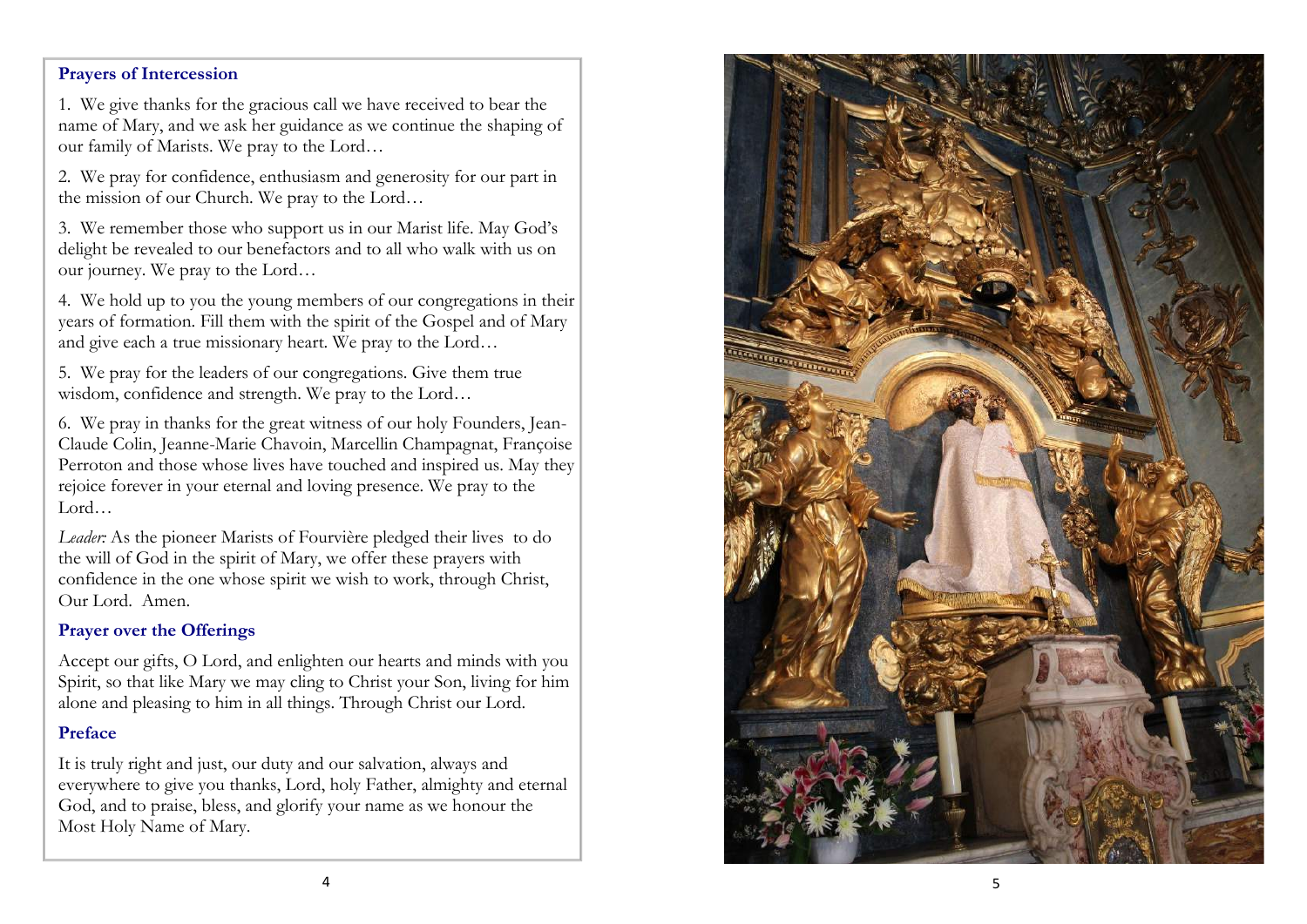### Prayers of Intercession

1. We give thanks for the gracious call we have received to bear the name of Mary, and we ask her guidance as we continue the shaping of our family of Marists. We pray to the Lord…

2. We pray for confidence, enthusiasm and generosity for our part in the mission of our Church. We pray to the Lord…

3. We remember those who support us in our Marist life. May God's delight be revealed to our benefactors and to all who walk with us on our journey. We pray to the Lord…

4. We hold up to you the young members of our congregations in their years of formation. Fill them with the spirit of the Gospel and of Mary and give each a true missionary heart. We pray to the Lord…

5. We pray for the leaders of our congregations. Give them true wisdom, confidence and strength. We pray to the Lord…

6. We pray in thanks for the great witness of our holy Founders, Jean-Claude Colin, Jeanne-Marie Chavoin, Marcellin Champagnat, Françoise Perroton and those whose lives have touched and inspired us. May they rejoice forever in your eternal and loving presence. We pray to the Lord…

*Leader:* As the pioneer Marists of Fourvière pledged their lives to do the will of God in the spirit of Mary, we offer these prayers with confidence in the one whose spirit we wish to work, through Christ, Our Lord. Amen.

### Prayer over the Offerings

Accept our gifts, O Lord, and enlighten our hearts and minds with you Spirit, so that like Mary we may cling to Christ your Son, living for him alone and pleasing to him in all things. Through Christ our Lord.

### Preface

It is truly right and just, our duty and our salvation, always and everywhere to give you thanks, Lord, holy Father, almighty and eternal God, and to praise, bless, and glorify your name as we honour the Most Holy Name of Mary.